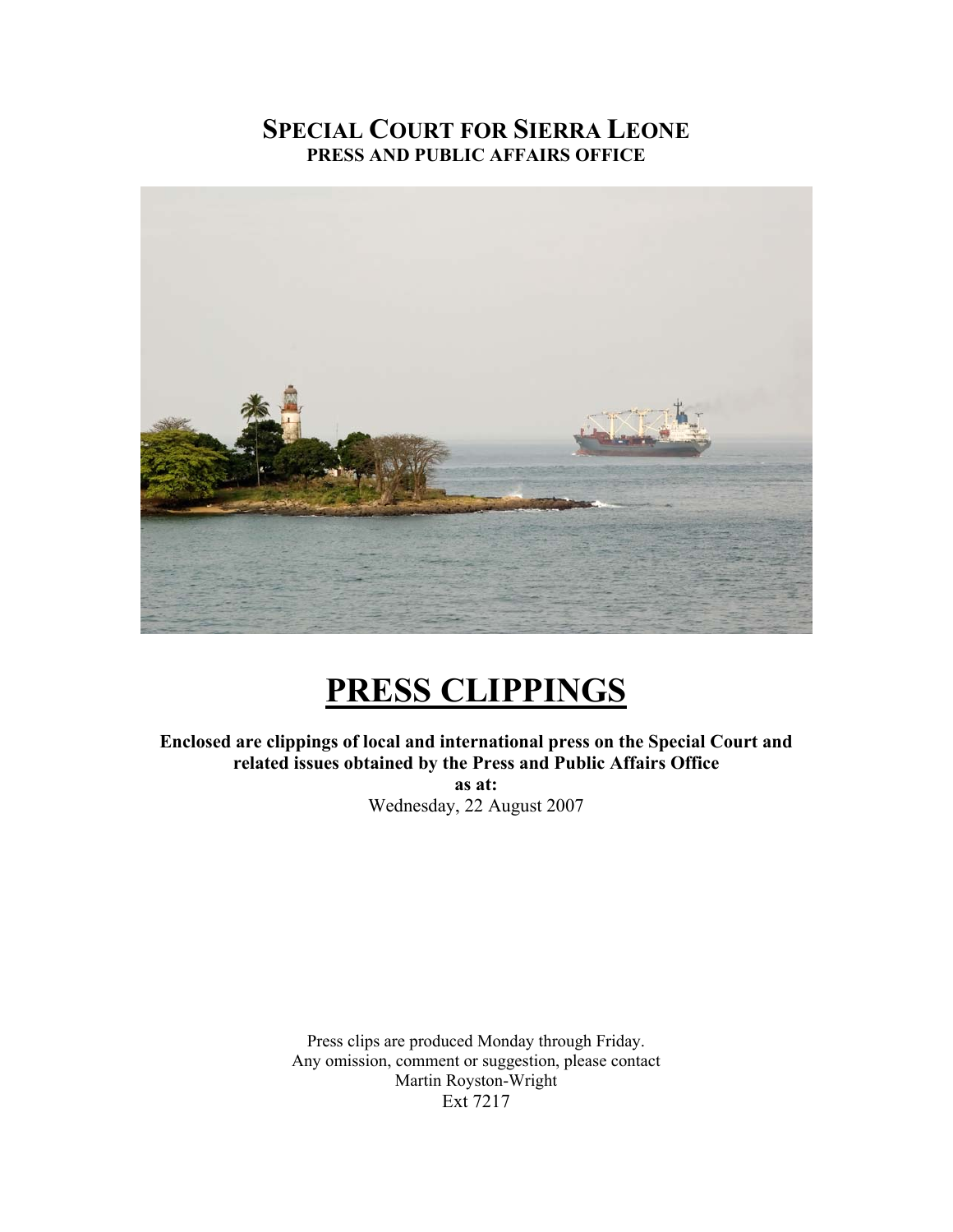# SPECIAL COURT FOR SIERRA LEONE

**PRESS AND PUBLIC AFFAIRS OFFICE**

# PRESS CLIPPINGS

**Enclosed are clippings of local and international press on the Special Court and related issues obtained by the Press and Public Affairs Office**

**as at:**

Wednesday, 22 August 2007

Press clips are produced Monday through Friday.
Any omission, comment or suggestion, please contact
Martin Royston-Wright
Ext 7217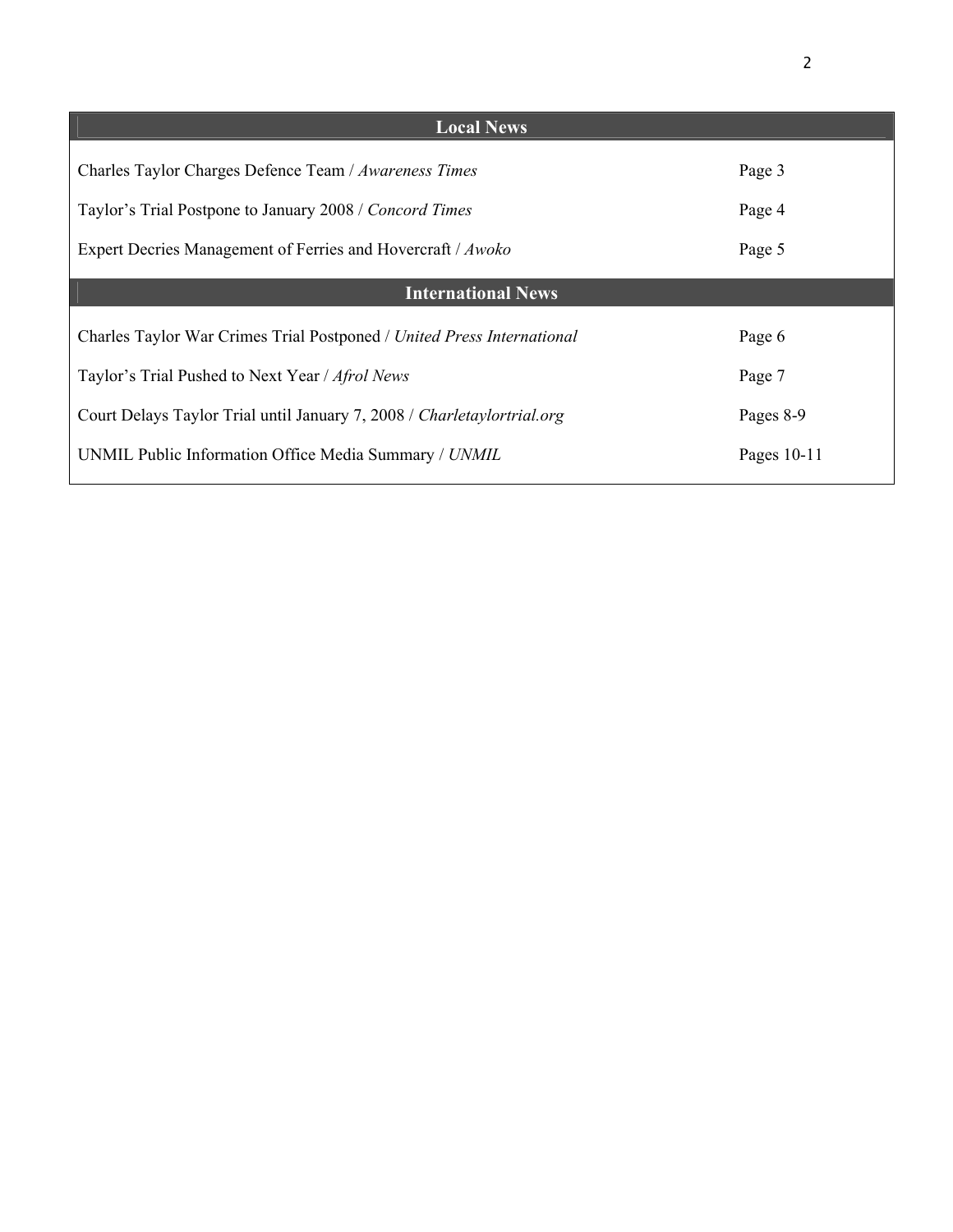| Local News | |
|---|---|
| Charles Taylor Charges Defence Team / *Awareness Times* | Page 3 |
| Taylor's Trial Postpone to January 2008 / *Concord Times* | Page 4 |
| Expert Decries Management of Ferries and Hovercraft / *Awoko* | Page 5 |
| **International News** | |
| Charles Taylor War Crimes Trial Postponed / *United Press International* | Page 6 |
| Taylor's Trial Pushed to Next Year / *Afrol News* | Page 7 |
| Court Delays Taylor Trial until January 7, 2008 / *Charletaylortrial.org* | Pages 8-9 |
| UNMIL Public Information Office Media Summary / *UNMIL* | Pages 10-11 |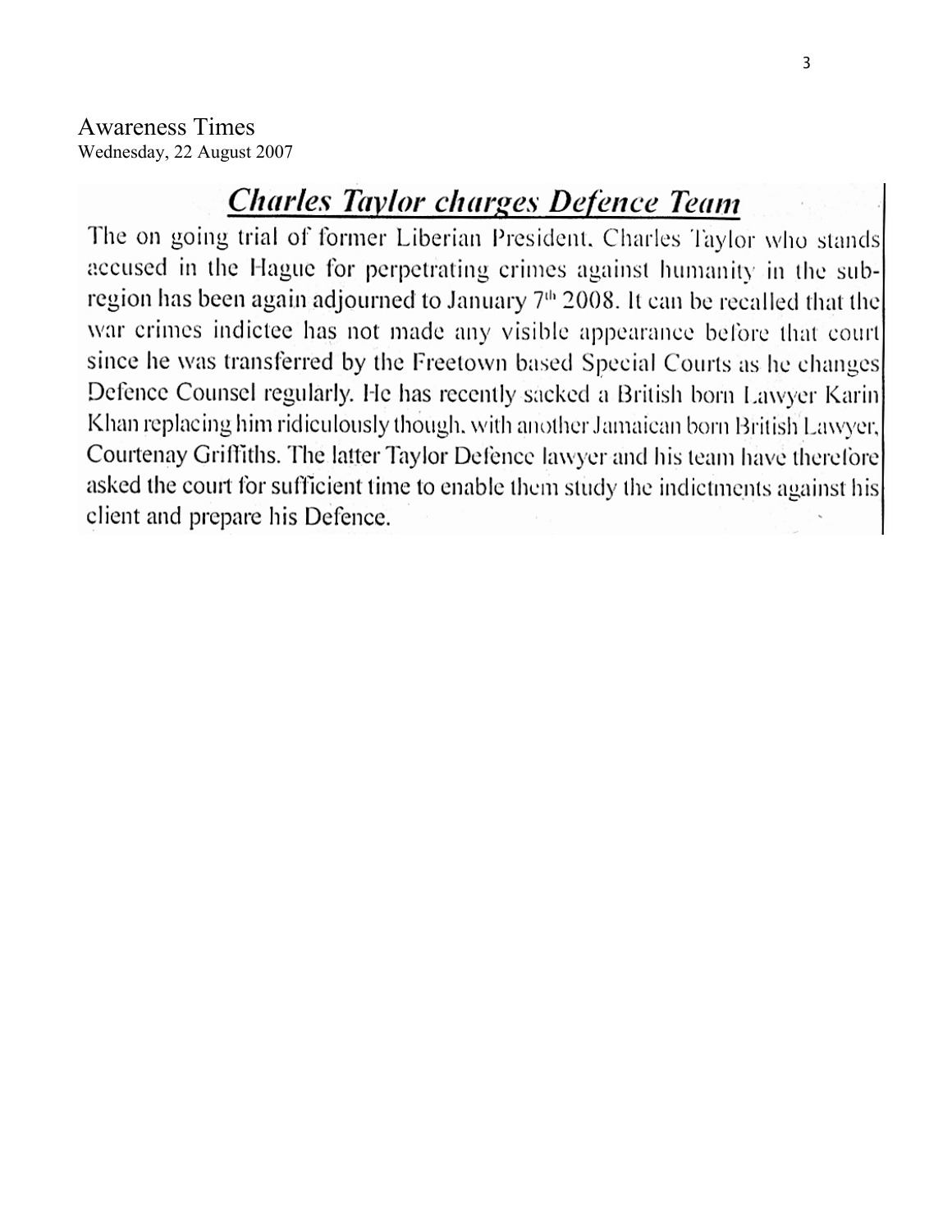Awareness Times
Wednesday, 22 August 2007

## *Charles Taylor charges Defence Team*

The on going trial of former Liberian President, Charles Taylor who stands accused in the Hague for perpetrating crimes against humanity in the sub-region has been again adjourned to January 7th 2008. It can be recalled that the war crimes indictee has not made any visible appearance before that court since he was transferred by the Freetown based Special Courts as he changes Defence Counsel regularly. He has recently sacked a British born Lawyer Karin Khan replacing him ridiculously though, with another Jamaican born British Lawyer, Courtenay Griffiths. The latter Taylor Defence lawyer and his team have therefore asked the court for sufficient time to enable them study the indictments against his client and prepare his Defence.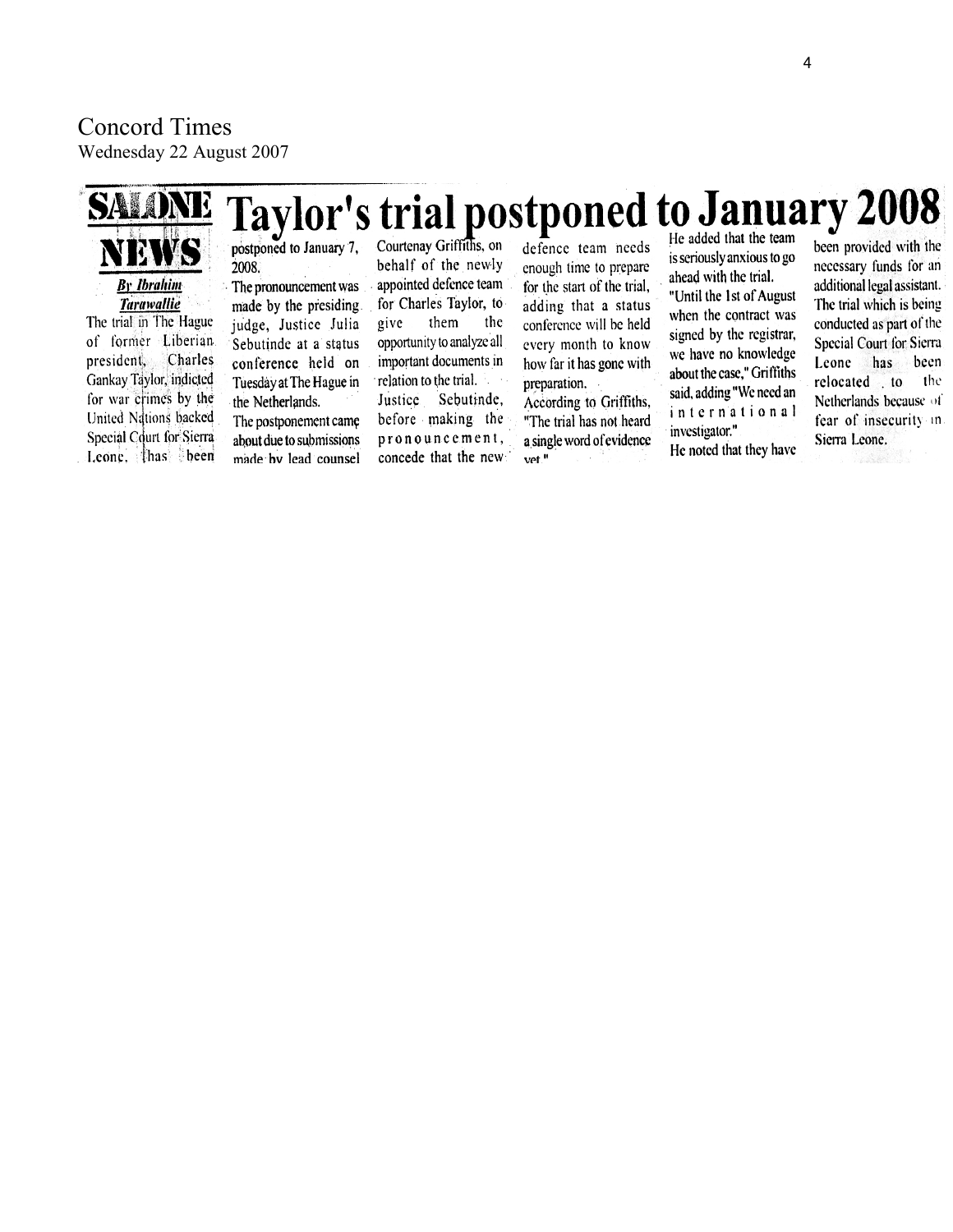Concord Times
Wednesday 22 August 2007

**SALONE NEWS**

# Taylor's trial postponed to January 2008

***By Ibrahim Tarawallie***

The trial in The Hague of former Liberian president, Charles Gankay Taylor, indicted for war crimes by the United Nations backed Special Court for Sierra Leone, has been postponed to January 7, 2008.

The pronouncement was made by the presiding judge, Justice Julia Sebutinde at a status conference held on Tuesday at The Hague in the Netherlands.

The postponement came about due to submissions made by lead counsel Courtenay Griffiths, on behalf of the newly appointed defence team for Charles Taylor, to give them the opportunity to analyze all important documents in relation to the trial.

Justice Sebutinde, before making the pronouncement, concede that the new defence team needs enough time to prepare for the start of the trial, adding that a status conference will be held every month to know how far it has gone with preparation.

According to Griffiths, "The trial has not heard a single word of evidence yet."

He added that the team is seriously anxious to go ahead with the trial.

"Until the 1st of August when the contract was signed by the registrar, we have no knowledge about the case," Griffiths said, adding "We need an international investigator."

He noted that they have been provided with the necessary funds for an additional legal assistant.

The trial which is being conducted as part of the Special Court for Sierra Leone has been relocated to the Netherlands because of fear of insecurity in Sierra Leone.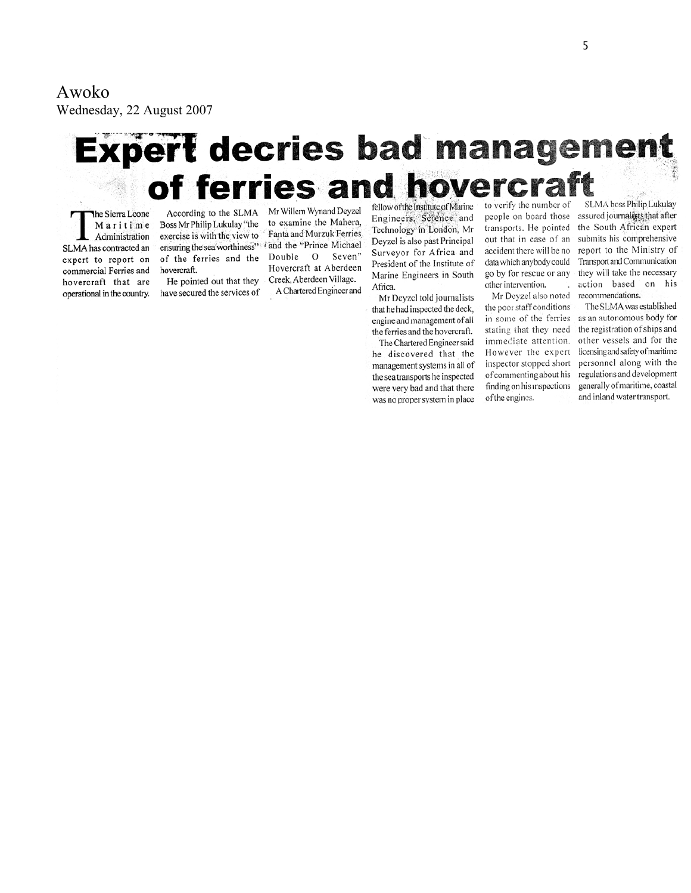Awoko
Wednesday, 22 August 2007

# Expert decries bad management of ferries and hovercraft

The Sierra Leone Maritime Administration SLMA has contracted an expert to report on commercial Ferries and hovercraft that are operational in the country.

According to the SLMA Boss Mr Philip Lukulay "the exercise is with the view to ensuring the sea worthiness" of the ferries and the hovercraft.

He pointed out that they have secured the services of Mr Willem Wynand Deyzel to examine the Mahera, Fanta and Murzuk Ferries and the "Prince Michael Double O Seven" Hovercraft at Aberdeen Creek, Aberdeen Village.

A Chartered Engineer and fellow of the Institute of Marine Engineers, Science and Technology in London, Mr Deyzel is also past Principal Surveyor for Africa and President of the Institute of Marine Engineers in South Africa.

Mr Deyzel told journalists that he had inspected the deck, engine and management of all the ferries and the hovercraft.

The Chartered Engineer said he discovered that the management systems in all of the sea transports he inspected were very bad and that there was no proper system in place to verify the number of people on board those transports. He pointed out that in case of an accident there will be no data which anybody could go by for rescue or any other intervention.

Mr Deyzel also noted the poor staff conditions in some of the ferries stating that they need immediate attention. However the expert inspector stopped short of commenting about his finding on his inspections of the engines.

SLMA boss Philip Lukulay assured journalists that after the South African expert submits his comprehensive report to the Ministry of Transport and Communication they will take the necessary action based on his recommendations.

The SLMA was established as an autonomous body for the registration of ships and other vessels and for the licensing and safety of maritime personnel along with the regulations and development generally of maritime, coastal and inland water transport.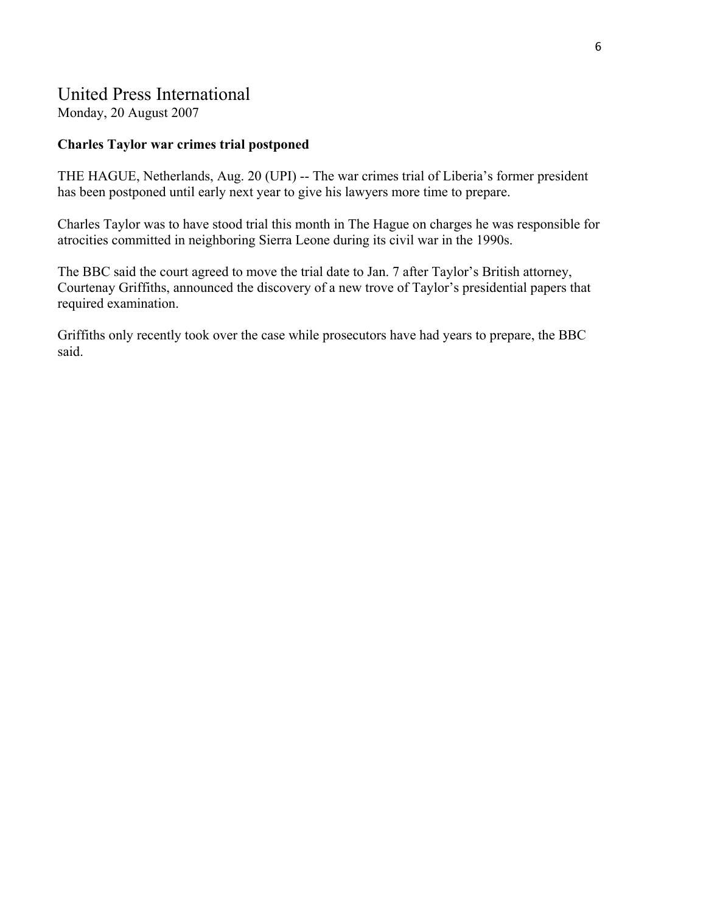# United Press International

Monday, 20 August 2007

**Charles Taylor war crimes trial postponed**

THE HAGUE, Netherlands, Aug. 20 (UPI) -- The war crimes trial of Liberia's former president has been postponed until early next year to give his lawyers more time to prepare.

Charles Taylor was to have stood trial this month in The Hague on charges he was responsible for atrocities committed in neighboring Sierra Leone during its civil war in the 1990s.

The BBC said the court agreed to move the trial date to Jan. 7 after Taylor's British attorney, Courtenay Griffiths, announced the discovery of a new trove of Taylor's presidential papers that required examination.

Griffiths only recently took over the case while prosecutors have had years to prepare, the BBC said.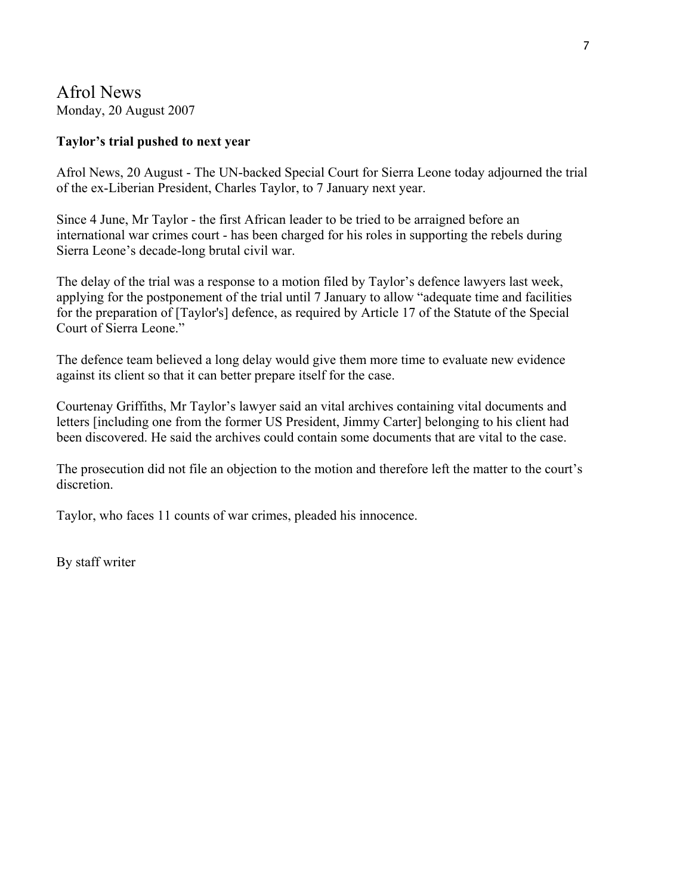# Afrol News

Monday, 20 August 2007

**Taylor's trial pushed to next year**

Afrol News, 20 August - The UN-backed Special Court for Sierra Leone today adjourned the trial of the ex-Liberian President, Charles Taylor, to 7 January next year.

Since 4 June, Mr Taylor - the first African leader to be tried to be arraigned before an international war crimes court - has been charged for his roles in supporting the rebels during Sierra Leone's decade-long brutal civil war.

The delay of the trial was a response to a motion filed by Taylor's defence lawyers last week, applying for the postponement of the trial until 7 January to allow "adequate time and facilities for the preparation of [Taylor's] defence, as required by Article 17 of the Statute of the Special Court of Sierra Leone."

The defence team believed a long delay would give them more time to evaluate new evidence against its client so that it can better prepare itself for the case.

Courtenay Griffiths, Mr Taylor's lawyer said an vital archives containing vital documents and letters [including one from the former US President, Jimmy Carter] belonging to his client had been discovered. He said the archives could contain some documents that are vital to the case.

The prosecution did not file an objection to the motion and therefore left the matter to the court's discretion.

Taylor, who faces 11 counts of war crimes, pleaded his innocence.

By staff writer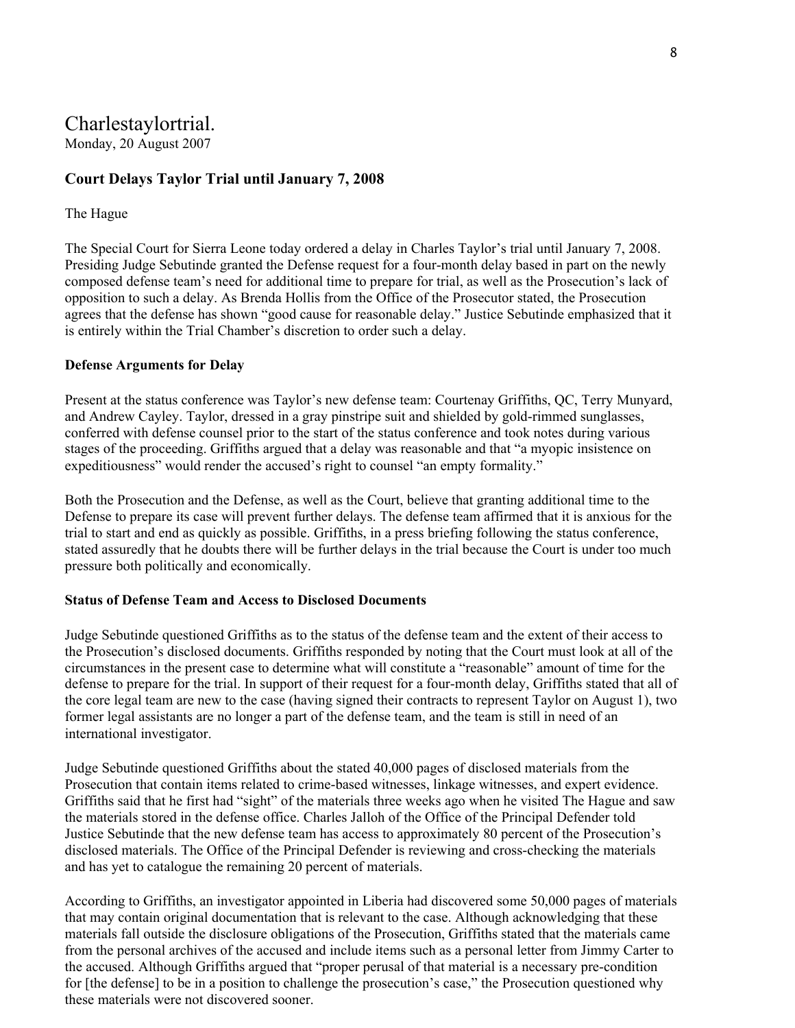# Charlestaylortrial.

Monday, 20 August 2007

### Court Delays Taylor Trial until January 7, 2008

The Hague

The Special Court for Sierra Leone today ordered a delay in Charles Taylor's trial until January 7, 2008. Presiding Judge Sebutinde granted the Defense request for a four-month delay based in part on the newly composed defense team's need for additional time to prepare for trial, as well as the Prosecution's lack of opposition to such a delay. As Brenda Hollis from the Office of the Prosecutor stated, the Prosecution agrees that the defense has shown "good cause for reasonable delay." Justice Sebutinde emphasized that it is entirely within the Trial Chamber's discretion to order such a delay.

**Defense Arguments for Delay**

Present at the status conference was Taylor's new defense team: Courtenay Griffiths, QC, Terry Munyard, and Andrew Cayley. Taylor, dressed in a gray pinstripe suit and shielded by gold-rimmed sunglasses, conferred with defense counsel prior to the start of the status conference and took notes during various stages of the proceeding. Griffiths argued that a delay was reasonable and that "a myopic insistence on expeditiousness" would render the accused's right to counsel "an empty formality."

Both the Prosecution and the Defense, as well as the Court, believe that granting additional time to the Defense to prepare its case will prevent further delays. The defense team affirmed that it is anxious for the trial to start and end as quickly as possible. Griffiths, in a press briefing following the status conference, stated assuredly that he doubts there will be further delays in the trial because the Court is under too much pressure both politically and economically.

**Status of Defense Team and Access to Disclosed Documents**

Judge Sebutinde questioned Griffiths as to the status of the defense team and the extent of their access to the Prosecution's disclosed documents. Griffiths responded by noting that the Court must look at all of the circumstances in the present case to determine what will constitute a "reasonable" amount of time for the defense to prepare for the trial. In support of their request for a four-month delay, Griffiths stated that all of the core legal team are new to the case (having signed their contracts to represent Taylor on August 1), two former legal assistants are no longer a part of the defense team, and the team is still in need of an international investigator.

Judge Sebutinde questioned Griffiths about the stated 40,000 pages of disclosed materials from the Prosecution that contain items related to crime-based witnesses, linkage witnesses, and expert evidence. Griffiths said that he first had "sight" of the materials three weeks ago when he visited The Hague and saw the materials stored in the defense office. Charles Jalloh of the Office of the Principal Defender told Justice Sebutinde that the new defense team has access to approximately 80 percent of the Prosecution's disclosed materials. The Office of the Principal Defender is reviewing and cross-checking the materials and has yet to catalogue the remaining 20 percent of materials.

According to Griffiths, an investigator appointed in Liberia had discovered some 50,000 pages of materials that may contain original documentation that is relevant to the case. Although acknowledging that these materials fall outside the disclosure obligations of the Prosecution, Griffiths stated that the materials came from the personal archives of the accused and include items such as a personal letter from Jimmy Carter to the accused. Although Griffiths argued that "proper perusal of that material is a necessary pre-condition for [the defense] to be in a position to challenge the prosecution's case," the Prosecution questioned why these materials were not discovered sooner.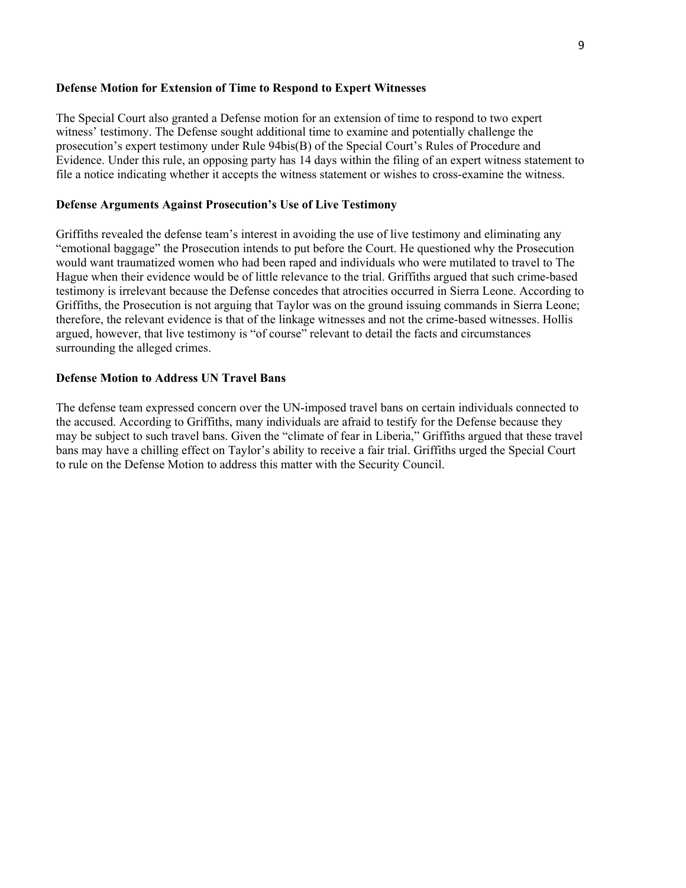**Defense Motion for Extension of Time to Respond to Expert Witnesses**

The Special Court also granted a Defense motion for an extension of time to respond to two expert witness' testimony. The Defense sought additional time to examine and potentially challenge the prosecution's expert testimony under Rule 94bis(B) of the Special Court's Rules of Procedure and Evidence. Under this rule, an opposing party has 14 days within the filing of an expert witness statement to file a notice indicating whether it accepts the witness statement or wishes to cross-examine the witness.

**Defense Arguments Against Prosecution's Use of Live Testimony**

Griffiths revealed the defense team's interest in avoiding the use of live testimony and eliminating any "emotional baggage" the Prosecution intends to put before the Court. He questioned why the Prosecution would want traumatized women who had been raped and individuals who were mutilated to travel to The Hague when their evidence would be of little relevance to the trial. Griffiths argued that such crime-based testimony is irrelevant because the Defense concedes that atrocities occurred in Sierra Leone. According to Griffiths, the Prosecution is not arguing that Taylor was on the ground issuing commands in Sierra Leone; therefore, the relevant evidence is that of the linkage witnesses and not the crime-based witnesses. Hollis argued, however, that live testimony is "of course" relevant to detail the facts and circumstances surrounding the alleged crimes.

**Defense Motion to Address UN Travel Bans**

The defense team expressed concern over the UN-imposed travel bans on certain individuals connected to the accused. According to Griffiths, many individuals are afraid to testify for the Defense because they may be subject to such travel bans. Given the "climate of fear in Liberia," Griffiths argued that these travel bans may have a chilling effect on Taylor's ability to receive a fair trial. Griffiths urged the Special Court to rule on the Defense Motion to address this matter with the Security Council.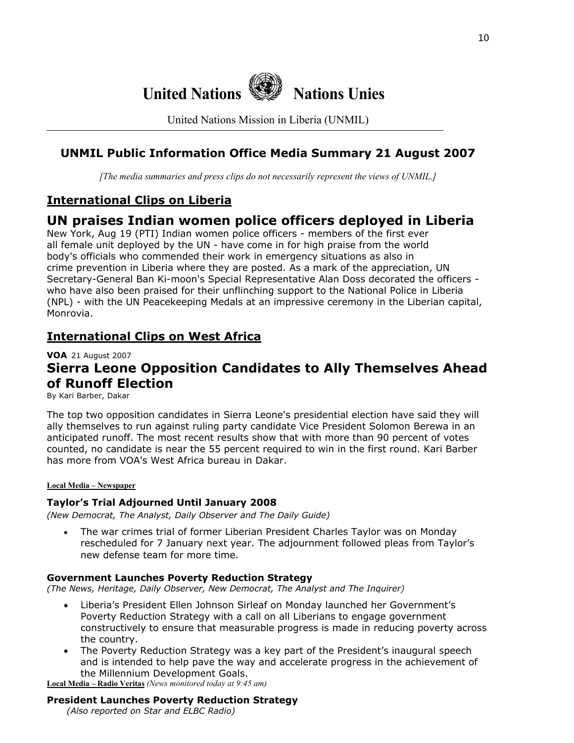United Nations Nations Unies

United Nations Mission in Liberia (UNMIL)

## UNMIL Public Information Office Media Summary 21 August 2007

*[The media summaries and press clips do not necessarily represent the views of UNMIL.]*

## International Clips on Liberia

# UN praises Indian women police officers deployed in Liberia

New York, Aug 19 (PTI) Indian women police officers - members of the first ever all female unit deployed by the UN - have come in for high praise from the world body's officials who commended their work in emergency situations as also in crime prevention in Liberia where they are posted. As a mark of the appreciation, UN Secretary-General Ban Ki-moon's Special Representative Alan Doss decorated the officers - who have also been praised for their unflinching support to the National Police in Liberia (NPL) - with the UN Peacekeeping Medals at an impressive ceremony in the Liberian capital, Monrovia.

## International Clips on West Africa

**VOA** 21 August 2007

# Sierra Leone Opposition Candidates to Ally Themselves Ahead of Runoff Election

By Kari Barber, Dakar

The top two opposition candidates in Sierra Leone's presidential election have said they will ally themselves to run against ruling party candidate Vice President Solomon Berewa in an anticipated runoff. The most recent results show that with more than 90 percent of votes counted, no candidate is near the 55 percent required to win in the first round. Kari Barber has more from VOA's West Africa bureau in Dakar.

**Local Media – Newspaper**

### Taylor's Trial Adjourned Until January 2008

*(New Democrat, The Analyst, Daily Observer and The Daily Guide)*

- The war crimes trial of former Liberian President Charles Taylor was on Monday rescheduled for 7 January next year. The adjournment followed pleas from Taylor's new defense team for more time.

### Government Launches Poverty Reduction Strategy

*(The News, Heritage, Daily Observer, New Democrat, The Analyst and The Inquirer)*

- Liberia's President Ellen Johnson Sirleaf on Monday launched her Government's Poverty Reduction Strategy with a call on all Liberians to engage government constructively to ensure that measurable progress is made in reducing poverty across the country.
- The Poverty Reduction Strategy was a key part of the President's inaugural speech and is intended to help pave the way and accelerate progress in the achievement of the Millennium Development Goals.

**Local Media – Radio Veritas** *(News monitored today at 9:45 am)*

### President Launches Poverty Reduction Strategy

*(Also reported on Star and ELBC Radio)*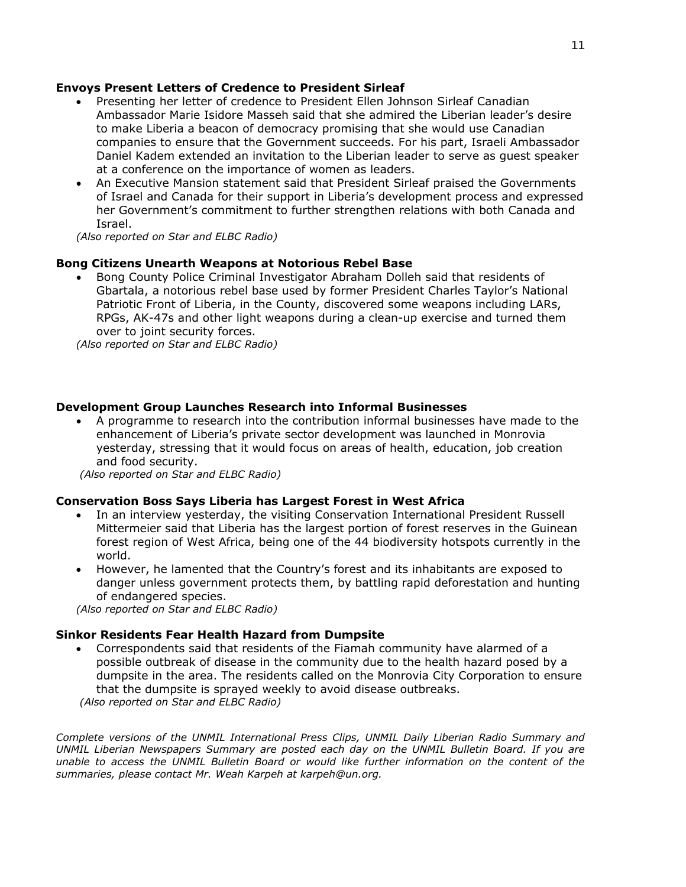**Envoys Present Letters of Credence to President Sirleaf**

- Presenting her letter of credence to President Ellen Johnson Sirleaf Canadian Ambassador Marie Isidore Masseh said that she admired the Liberian leader's desire to make Liberia a beacon of democracy promising that she would use Canadian companies to ensure that the Government succeeds. For his part, Israeli Ambassador Daniel Kadem extended an invitation to the Liberian leader to serve as guest speaker at a conference on the importance of women as leaders.
- An Executive Mansion statement said that President Sirleaf praised the Governments of Israel and Canada for their support in Liberia's development process and expressed her Government's commitment to further strengthen relations with both Canada and Israel.

*(Also reported on Star and ELBC Radio)*

**Bong Citizens Unearth Weapons at Notorious Rebel Base**

- Bong County Police Criminal Investigator Abraham Dolleh said that residents of Gbartala, a notorious rebel base used by former President Charles Taylor's National Patriotic Front of Liberia, in the County, discovered some weapons including LARs, RPGs, AK-47s and other light weapons during a clean-up exercise and turned them over to joint security forces.

*(Also reported on Star and ELBC Radio)*

**Development Group Launches Research into Informal Businesses**

- A programme to research into the contribution informal businesses have made to the enhancement of Liberia's private sector development was launched in Monrovia yesterday, stressing that it would focus on areas of health, education, job creation and food security.

*(Also reported on Star and ELBC Radio)*

**Conservation Boss Says Liberia has Largest Forest in West Africa**

- In an interview yesterday, the visiting Conservation International President Russell Mittermeier said that Liberia has the largest portion of forest reserves in the Guinean forest region of West Africa, being one of the 44 biodiversity hotspots currently in the world.
- However, he lamented that the Country's forest and its inhabitants are exposed to danger unless government protects them, by battling rapid deforestation and hunting of endangered species.

*(Also reported on Star and ELBC Radio)*

**Sinkor Residents Fear Health Hazard from Dumpsite**

- Correspondents said that residents of the Fiamah community have alarmed of a possible outbreak of disease in the community due to the health hazard posed by a dumpsite in the area. The residents called on the Monrovia City Corporation to ensure that the dumpsite is sprayed weekly to avoid disease outbreaks.

*(Also reported on Star and ELBC Radio)*

*Complete versions of the UNMIL International Press Clips, UNMIL Daily Liberian Radio Summary and UNMIL Liberian Newspapers Summary are posted each day on the UNMIL Bulletin Board. If you are unable to access the UNMIL Bulletin Board or would like further information on the content of the summaries, please contact Mr. Weah Karpeh at karpeh@un.org.*